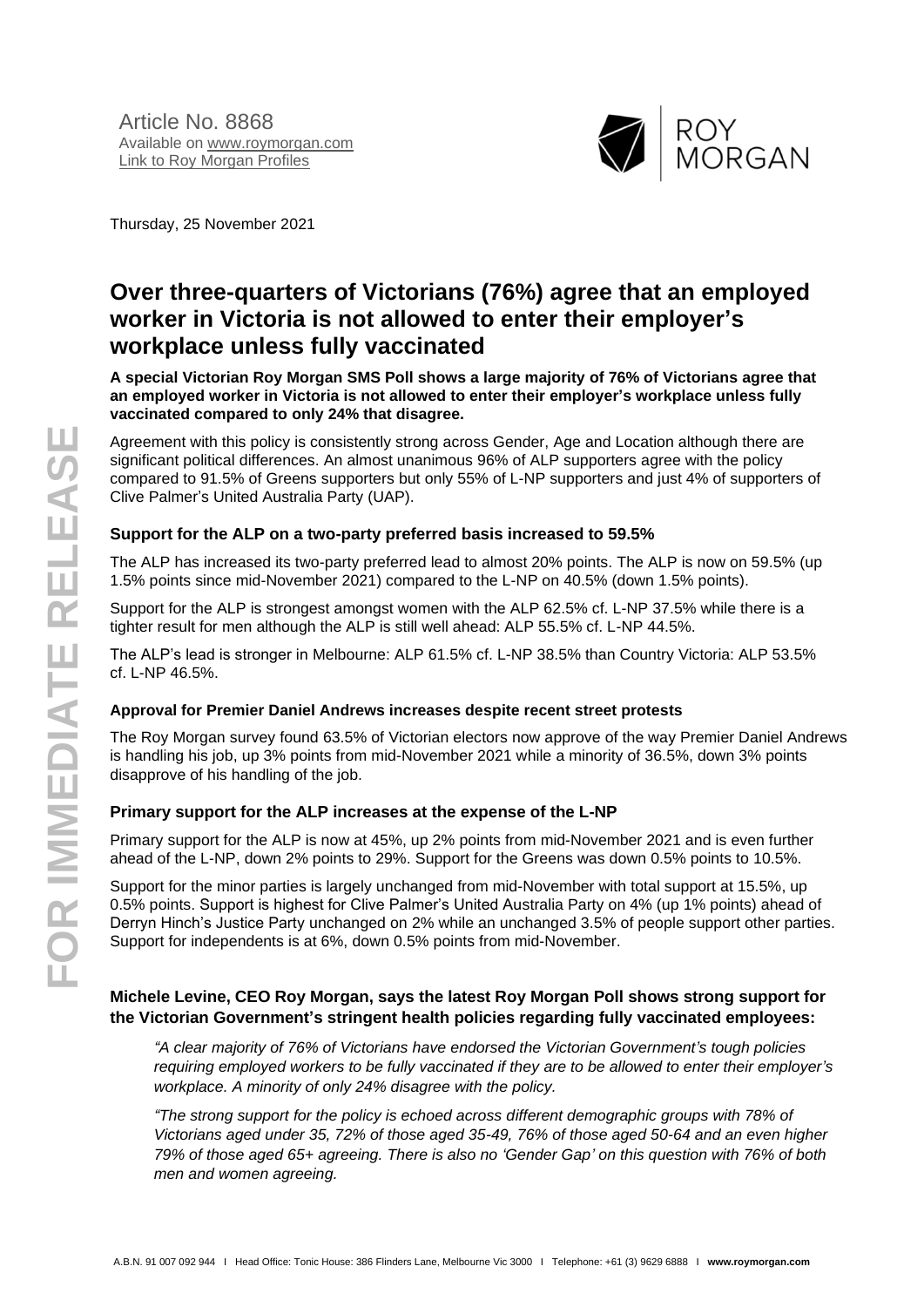Article No. 8868
Available on www.roymorgan.com
Link to Roy Morgan Profiles

Thursday, 25 November 2021

# Over three-quarters of Victorians (76%) agree that an employed worker in Victoria is not allowed to enter their employer's workplace unless fully vaccinated

**A special Victorian Roy Morgan SMS Poll shows a large majority of 76% of Victorians agree that an employed worker in Victoria is not allowed to enter their employer's workplace unless fully vaccinated compared to only 24% that disagree.**

Agreement with this policy is consistently strong across Gender, Age and Location although there are significant political differences. An almost unanimous 96% of ALP supporters agree with the policy compared to 91.5% of Greens supporters but only 55% of L-NP supporters and just 4% of supporters of Clive Palmer's United Australia Party (UAP).

### Support for the ALP on a two-party preferred basis increased to 59.5%

The ALP has increased its two-party preferred lead to almost 20% points. The ALP is now on 59.5% (up 1.5% points since mid-November 2021) compared to the L-NP on 40.5% (down 1.5% points).

Support for the ALP is strongest amongst women with the ALP 62.5% cf. L-NP 37.5% while there is a tighter result for men although the ALP is still well ahead: ALP 55.5% cf. L-NP 44.5%.

The ALP's lead is stronger in Melbourne: ALP 61.5% cf. L-NP 38.5% than Country Victoria: ALP 53.5% cf. L-NP 46.5%.

### Approval for Premier Daniel Andrews increases despite recent street protests

The Roy Morgan survey found 63.5% of Victorian electors now approve of the way Premier Daniel Andrews is handling his job, up 3% points from mid-November 2021 while a minority of 36.5%, down 3% points disapprove of his handling of the job.

### Primary support for the ALP increases at the expense of the L-NP

Primary support for the ALP is now at 45%, up 2% points from mid-November 2021 and is even further ahead of the L-NP, down 2% points to 29%. Support for the Greens was down 0.5% points to 10.5%.

Support for the minor parties is largely unchanged from mid-November with total support at 15.5%, up 0.5% points. Support is highest for Clive Palmer's United Australia Party on 4% (up 1% points) ahead of Derryn Hinch's Justice Party unchanged on 2% while an unchanged 3.5% of people support other parties. Support for independents is at 6%, down 0.5% points from mid-November.

### Michele Levine, CEO Roy Morgan, says the latest Roy Morgan Poll shows strong support for the Victorian Government's stringent health policies regarding fully vaccinated employees:

*"A clear majority of 76% of Victorians have endorsed the Victorian Government's tough policies requiring employed workers to be fully vaccinated if they are to be allowed to enter their employer's workplace. A minority of only 24% disagree with the policy.*

*"The strong support for the policy is echoed across different demographic groups with 78% of Victorians aged under 35, 72% of those aged 35-49, 76% of those aged 50-64 and an even higher 79% of those aged 65+ agreeing. There is also no 'Gender Gap' on this question with 76% of both men and women agreeing.*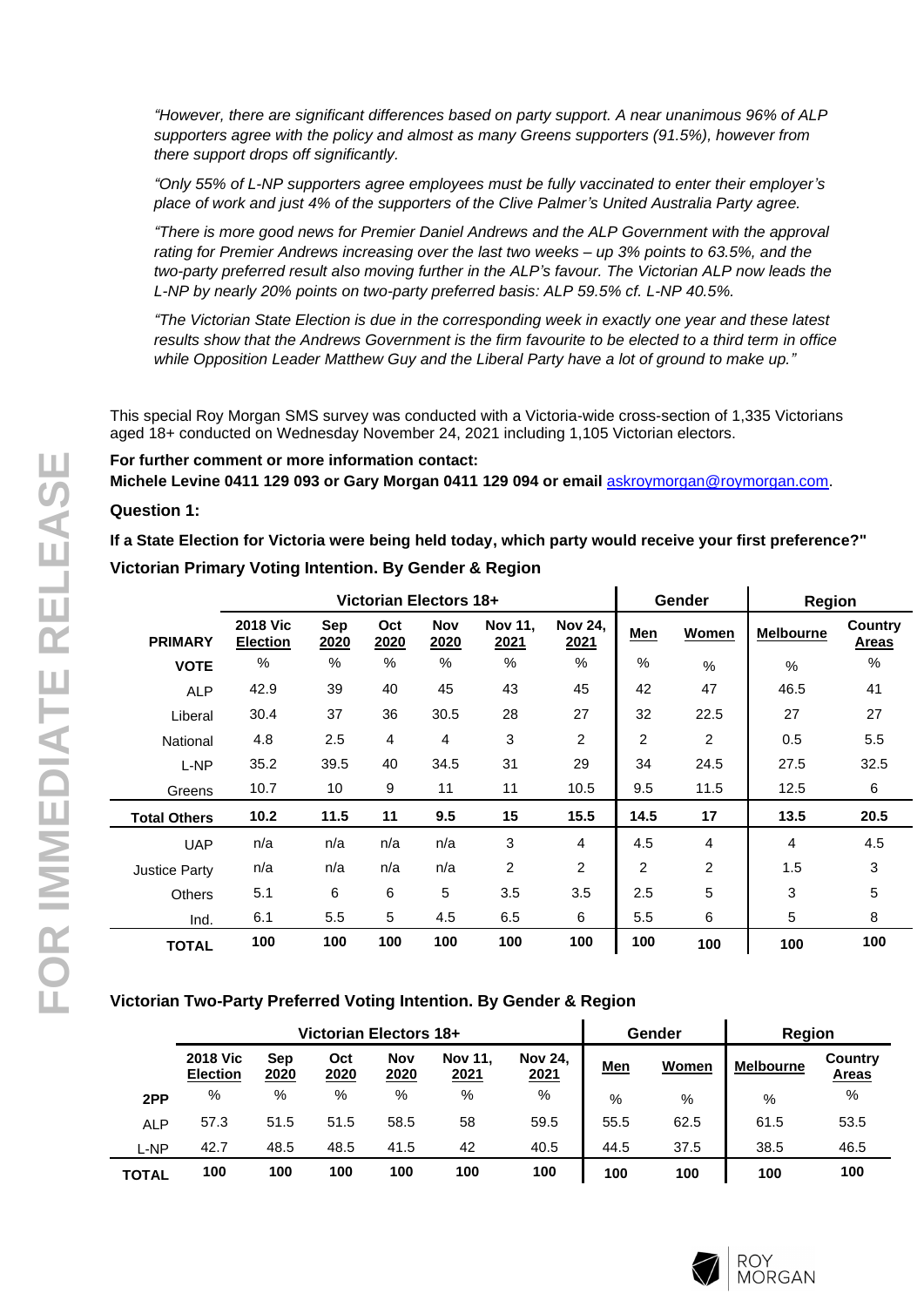*"However, there are significant differences based on party support. A near unanimous 96% of ALP supporters agree with the policy and almost as many Greens supporters (91.5%), however from there support drops off significantly.*

*"Only 55% of L-NP supporters agree employees must be fully vaccinated to enter their employer's place of work and just 4% of the supporters of the Clive Palmer's United Australia Party agree.*

*"There is more good news for Premier Daniel Andrews and the ALP Government with the approval rating for Premier Andrews increasing over the last two weeks – up 3% points to 63.5%, and the two-party preferred result also moving further in the ALP's favour. The Victorian ALP now leads the L-NP by nearly 20% points on two-party preferred basis: ALP 59.5% cf. L-NP 40.5%.*

*"The Victorian State Election is due in the corresponding week in exactly one year and these latest results show that the Andrews Government is the firm favourite to be elected to a third term in office while Opposition Leader Matthew Guy and the Liberal Party have a lot of ground to make up."*

This special Roy Morgan SMS survey was conducted with a Victoria-wide cross-section of 1,335 Victorians aged 18+ conducted on Wednesday November 24, 2021 including 1,105 Victorian electors.

**For further comment or more information contact:**
**Michele Levine 0411 129 093 or Gary Morgan 0411 129 094 or email** askroymorgan@roymorgan.com.

**Question 1:**

**If a State Election for Victoria were being held today, which party would receive your first preference?"**

**Victorian Primary Voting Intention. By Gender & Region**

| | Victorian Electors 18+ | | | | | | Gender | | Region | |
|---|---|---|---|---|---|---|---|---|---|---|
| **PRIMARY** | **2018 Vic Election** | **Sep 2020** | **Oct 2020** | **Nov 2020** | **Nov 11, 2021** | **Nov 24, 2021** | **Men** | **Women** | **Melbourne** | **Country Areas** |
| **VOTE** | % | % | % | % | % | % | % | % | % | % |
| ALP | 42.9 | 39 | 40 | 45 | 43 | 45 | 42 | 47 | 46.5 | 41 |
| Liberal | 30.4 | 37 | 36 | 30.5 | 28 | 27 | 32 | 22.5 | 27 | 27 |
| National | 4.8 | 2.5 | 4 | 4 | 3 | 2 | 2 | 2 | 0.5 | 5.5 |
| L-NP | 35.2 | 39.5 | 40 | 34.5 | 31 | 29 | 34 | 24.5 | 27.5 | 32.5 |
| Greens | 10.7 | 10 | 9 | 11 | 11 | 10.5 | 9.5 | 11.5 | 12.5 | 6 |
| **Total Others** | **10.2** | **11.5** | **11** | **9.5** | **15** | **15.5** | **14.5** | **17** | **13.5** | **20.5** |
| UAP | n/a | n/a | n/a | n/a | 3 | 4 | 4.5 | 4 | 4 | 4.5 |
| Justice Party | n/a | n/a | n/a | n/a | 2 | 2 | 2 | 2 | 1.5 | 3 |
| Others | 5.1 | 6 | 6 | 5 | 3.5 | 3.5 | 2.5 | 5 | 3 | 5 |
| Ind. | 6.1 | 5.5 | 5 | 4.5 | 6.5 | 6 | 5.5 | 6 | 5 | 8 |
| **TOTAL** | **100** | **100** | **100** | **100** | **100** | **100** | **100** | **100** | **100** | **100** |

**Victorian Two-Party Preferred Voting Intention. By Gender & Region**

| | Victorian Electors 18+ | | | | | | Gender | | Region | |
|---|---|---|---|---|---|---|---|---|---|---|
| | **2018 Vic Election** | **Sep 2020** | **Oct 2020** | **Nov 2020** | **Nov 11, 2021** | **Nov 24, 2021** | **Men** | **Women** | **Melbourne** | **Country Areas** |
| **2PP** | % | % | % | % | % | % | % | % | % | % |
| ALP | 57.3 | 51.5 | 51.5 | 58.5 | 58 | 59.5 | 55.5 | 62.5 | 61.5 | 53.5 |
| L-NP | 42.7 | 48.5 | 48.5 | 41.5 | 42 | 40.5 | 44.5 | 37.5 | 38.5 | 46.5 |
| **TOTAL** | **100** | **100** | **100** | **100** | **100** | **100** | **100** | **100** | **100** | **100** |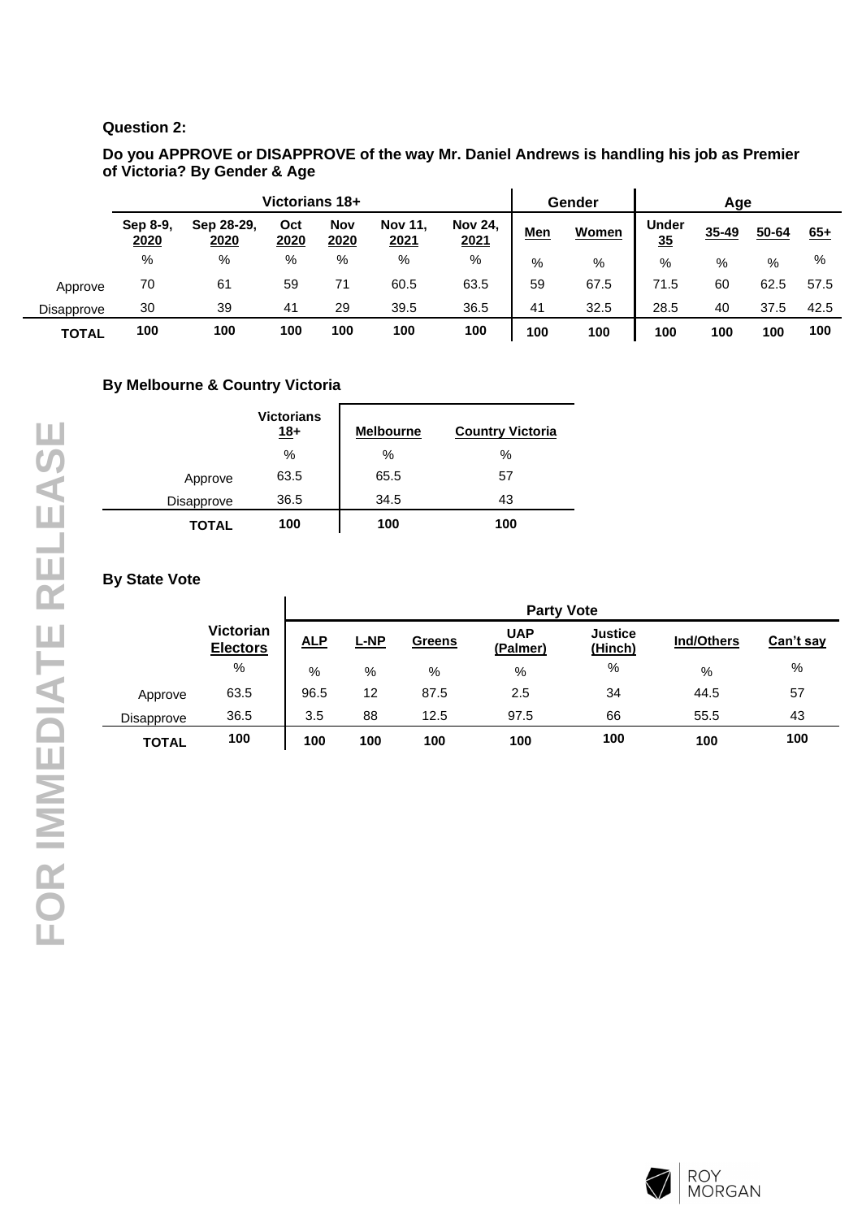**Question 2:**

**Do you APPROVE or DISAPPROVE of the way Mr. Daniel Andrews is handling his job as Premier of Victoria? By Gender & Age**

| | Victorians 18+ | | | | | | Gender | | Age | | | |
|---|---|---|---|---|---|---|---|---|---|---|---|---|
| | Sep 8-9, 2020 | Sep 28-29, 2020 | Oct 2020 | Nov 2020 | Nov 11, 2021 | Nov 24, 2021 | Men | Women | Under 35 | 35-49 | 50-64 | 65+ |
| | % | % | % | % | % | % | % | % | % | % | % | % |
| Approve | 70 | 61 | 59 | 71 | 60.5 | 63.5 | 59 | 67.5 | 71.5 | 60 | 62.5 | 57.5 |
| Disapprove | 30 | 39 | 41 | 29 | 39.5 | 36.5 | 41 | 32.5 | 28.5 | 40 | 37.5 | 42.5 |
| **TOTAL** | **100** | **100** | **100** | **100** | **100** | **100** | **100** | **100** | **100** | **100** | **100** | **100** |

**By Melbourne & Country Victoria**

| | Victorians 18+ | Melbourne | Country Victoria |
|---|---|---|---|
| | % | % | % |
| Approve | 63.5 | 65.5 | 57 |
| Disapprove | 36.5 | 34.5 | 43 |
| **TOTAL** | **100** | **100** | **100** |

**By State Vote**

| | | Party Vote | | | | | | |
|---|---|---|---|---|---|---|---|---|
| | Victorian Electors | ALP | L-NP | Greens | UAP (Palmer) | Justice (Hinch) | Ind/Others | Can't say |
| | % | % | % | % | % | % | % | % |
| Approve | 63.5 | 96.5 | 12 | 87.5 | 2.5 | 34 | 44.5 | 57 |
| Disapprove | 36.5 | 3.5 | 88 | 12.5 | 97.5 | 66 | 55.5 | 43 |
| **TOTAL** | **100** | **100** | **100** | **100** | **100** | **100** | **100** | **100** |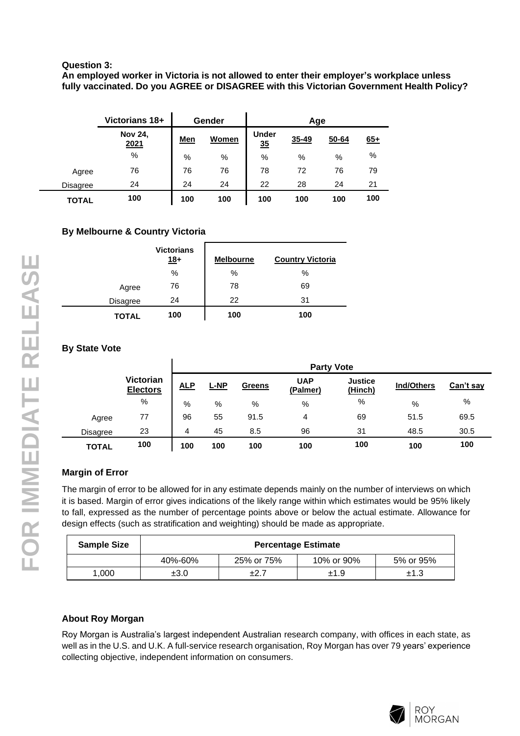**Question 3:**
**An employed worker in Victoria is not allowed to enter their employer's workplace unless fully vaccinated. Do you AGREE or DISAGREE with this Victorian Government Health Policy?**

| | Victorians 18+ | Gender | | Age | | | |
|---|---|---|---|---|---|---|---|
| | Nov 24, 2021 | Men | Women | Under 35 | 35-49 | 50-64 | 65+ |
| | % | % | % | % | % | % | % |
| Agree | 76 | 76 | 76 | 78 | 72 | 76 | 79 |
| Disagree | 24 | 24 | 24 | 22 | 28 | 24 | 21 |
| **TOTAL** | **100** | **100** | **100** | **100** | **100** | **100** | **100** |

**By Melbourne & Country Victoria**

| | Victorians 18+ | Melbourne | Country Victoria |
|---|---|---|---|
| | % | % | % |
| Agree | 76 | 78 | 69 |
| Disagree | 24 | 22 | 31 |
| **TOTAL** | **100** | **100** | **100** |

**By State Vote**

| | | Party Vote | | | | | | |
|---|---|---|---|---|---|---|---|---|
| | Victorian Electors | ALP | L-NP | Greens | UAP (Palmer) | Justice (Hinch) | Ind/Others | Can't say |
| | % | % | % | % | % | % | % | % |
| Agree | 77 | 96 | 55 | 91.5 | 4 | 69 | 51.5 | 69.5 |
| Disagree | 23 | 4 | 45 | 8.5 | 96 | 31 | 48.5 | 30.5 |
| **TOTAL** | **100** | **100** | **100** | **100** | **100** | **100** | **100** | **100** |

**Margin of Error**

The margin of error to be allowed for in any estimate depends mainly on the number of interviews on which it is based. Margin of error gives indications of the likely range within which estimates would be 95% likely to fall, expressed as the number of percentage points above or below the actual estimate. Allowance for design effects (such as stratification and weighting) should be made as appropriate.

| Sample Size | Percentage Estimate | | | |
|---|---|---|---|---|
| | 40%-60% | 25% or 75% | 10% or 90% | 5% or 95% |
| 1,000 | ±3.0 | ±2.7 | ±1.9 | ±1.3 |

**About Roy Morgan**

Roy Morgan is Australia's largest independent Australian research company, with offices in each state, as well as in the U.S. and U.K. A full-service research organisation, Roy Morgan has over 79 years' experience collecting objective, independent information on consumers.